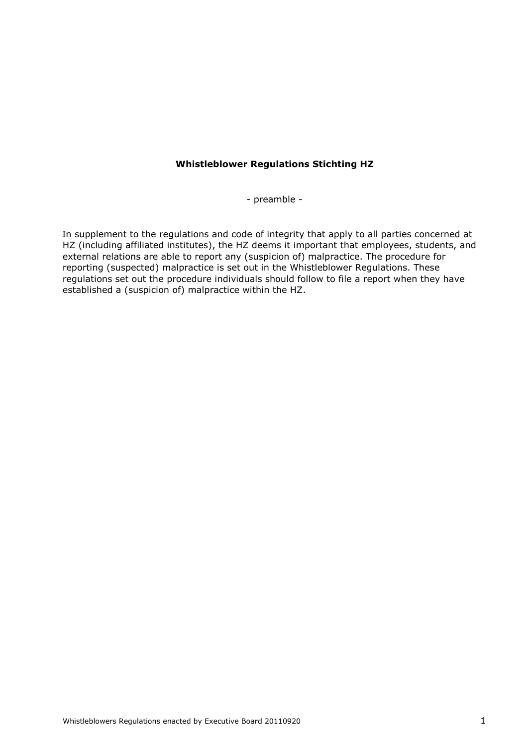# Whistleblower Regulations Stichting HZ

- preamble -

In supplement to the regulations and code of integrity that apply to all parties concerned at HZ (including affiliated institutes), the HZ deems it important that employees, students, and external relations are able to report any (suspicion of) malpractice. The procedure for reporting (suspected) malpractice is set out in the Whistleblower Regulations. These regulations set out the procedure individuals should follow to file a report when they have established a (suspicion of) malpractice within the HZ.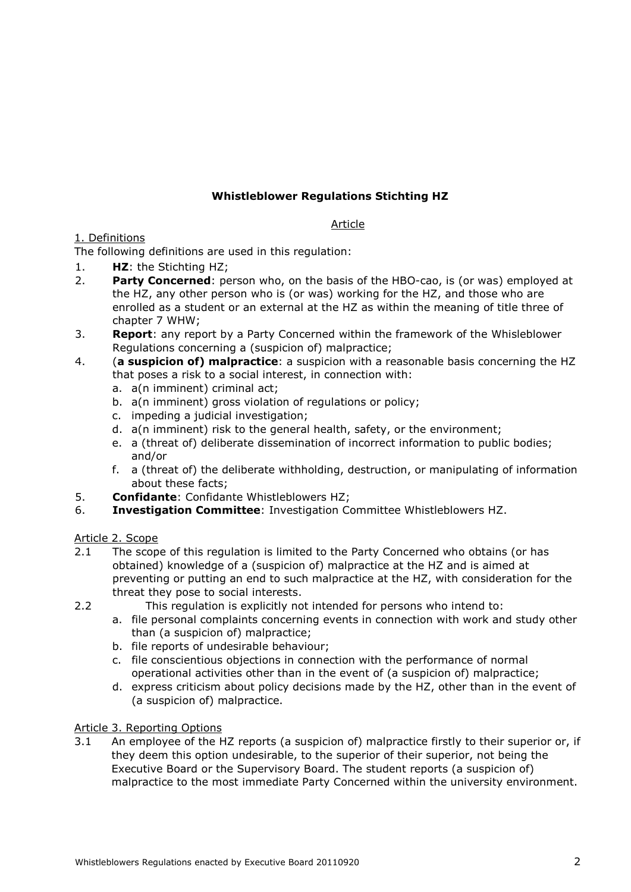**Whistleblower Regulations Stichting HZ**

Article

1. Definitions

The following definitions are used in this regulation:

1. **HZ**: the Stichting HZ;
2. **Party Concerned**: person who, on the basis of the HBO-cao, is (or was) employed at the HZ, any other person who is (or was) working for the HZ, and those who are enrolled as a student or an external at the HZ as within the meaning of title three of chapter 7 WHW;
3. **Report**: any report by a Party Concerned within the framework of the Whisleblower Regulations concerning a (suspicion of) malpractice;
4. (**a suspicion of) malpractice**: a suspicion with a reasonable basis concerning the HZ that poses a risk to a social interest, in connection with:
   a. a(n imminent) criminal act;
   b. a(n imminent) gross violation of regulations or policy;
   c. impeding a judicial investigation;
   d. a(n imminent) risk to the general health, safety, or the environment;
   e. a (threat of) deliberate dissemination of incorrect information to public bodies; and/or
   f. a (threat of) the deliberate withholding, destruction, or manipulating of information about these facts;
5. **Confidante**: Confidante Whistleblowers HZ;
6. **Investigation Committee**: Investigation Committee Whistleblowers HZ.

Article 2. Scope

2.1 The scope of this regulation is limited to the Party Concerned who obtains (or has obtained) knowledge of a (suspicion of) malpractice at the HZ and is aimed at preventing or putting an end to such malpractice at the HZ, with consideration for the threat they pose to social interests.

2.2 This regulation is explicitly not intended for persons who intend to:
   a. file personal complaints concerning events in connection with work and study other than (a suspicion of) malpractice;
   b. file reports of undesirable behaviour;
   c. file conscientious objections in connection with the performance of normal operational activities other than in the event of (a suspicion of) malpractice;
   d. express criticism about policy decisions made by the HZ, other than in the event of (a suspicion of) malpractice.

Article 3. Reporting Options

3.1 An employee of the HZ reports (a suspicion of) malpractice firstly to their superior or, if they deem this option undesirable, to the superior of their superior, not being the Executive Board or the Supervisory Board. The student reports (a suspicion of) malpractice to the most immediate Party Concerned within the university environment.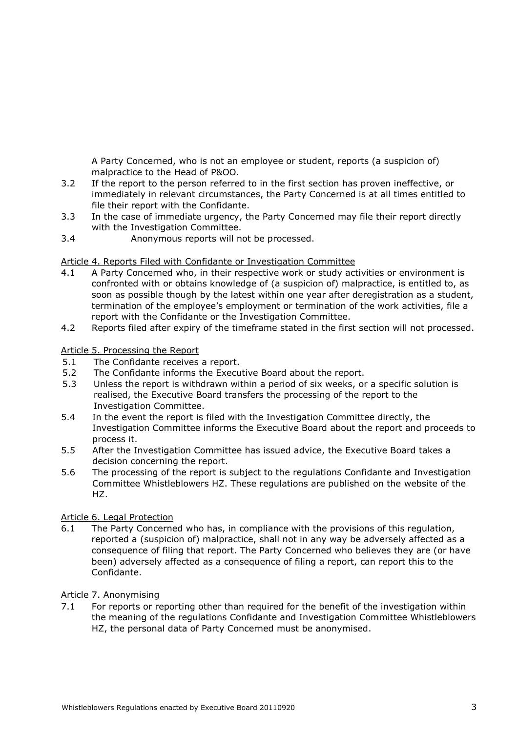A Party Concerned, who is not an employee or student, reports (a suspicion of) malpractice to the Head of P&OO.

3.2 If the report to the person referred to in the first section has proven ineffective, or immediately in relevant circumstances, the Party Concerned is at all times entitled to file their report with the Confidante.

3.3 In the case of immediate urgency, the Party Concerned may file their report directly with the Investigation Committee.

3.4 Anonymous reports will not be processed.

Article 4. Reports Filed with Confidante or Investigation Committee

4.1 A Party Concerned who, in their respective work or study activities or environment is confronted with or obtains knowledge of (a suspicion of) malpractice, is entitled to, as soon as possible though by the latest within one year after deregistration as a student, termination of the employee's employment or termination of the work activities, file a report with the Confidante or the Investigation Committee.

4.2 Reports filed after expiry of the timeframe stated in the first section will not processed.

Article 5. Processing the Report

5.1 The Confidante receives a report.

5.2 The Confidante informs the Executive Board about the report.

5.3 Unless the report is withdrawn within a period of six weeks, or a specific solution is realised, the Executive Board transfers the processing of the report to the Investigation Committee.

5.4 In the event the report is filed with the Investigation Committee directly, the Investigation Committee informs the Executive Board about the report and proceeds to process it.

5.5 After the Investigation Committee has issued advice, the Executive Board takes a decision concerning the report.

5.6 The processing of the report is subject to the regulations Confidante and Investigation Committee Whistleblowers HZ. These regulations are published on the website of the HZ.

Article 6. Legal Protection

6.1 The Party Concerned who has, in compliance with the provisions of this regulation, reported a (suspicion of) malpractice, shall not in any way be adversely affected as a consequence of filing that report. The Party Concerned who believes they are (or have been) adversely affected as a consequence of filing a report, can report this to the Confidante.

Article 7. Anonymising

7.1 For reports or reporting other than required for the benefit of the investigation within the meaning of the regulations Confidante and Investigation Committee Whistleblowers HZ, the personal data of Party Concerned must be anonymised.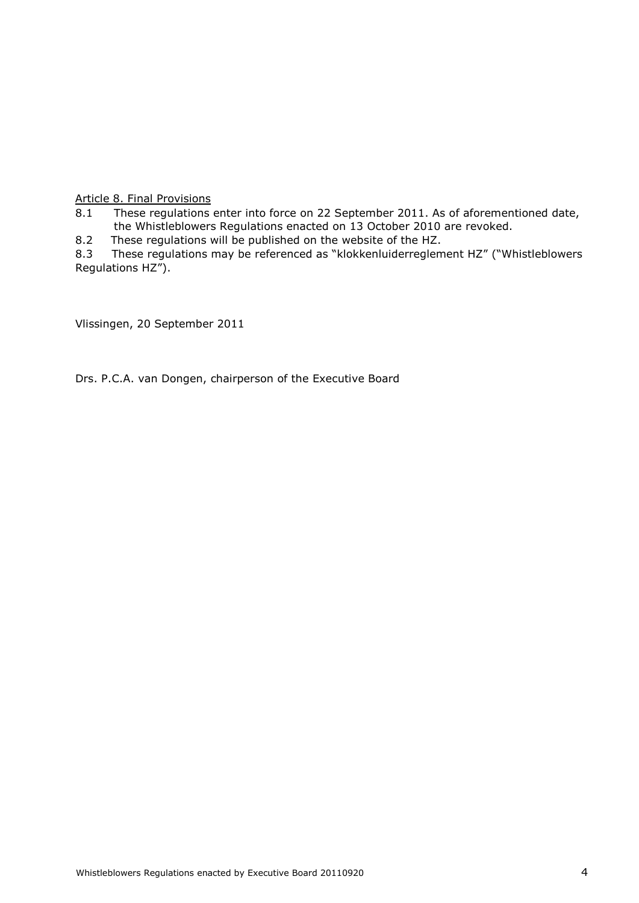Article 8. Final Provisions

8.1 These regulations enter into force on 22 September 2011. As of aforementioned date, the Whistleblowers Regulations enacted on 13 October 2010 are revoked.

8.2 These regulations will be published on the website of the HZ.

8.3 These regulations may be referenced as "klokkenluiderreglement HZ" ("Whistleblowers Regulations HZ").

Vlissingen, 20 September 2011

Drs. P.C.A. van Dongen, chairperson of the Executive Board